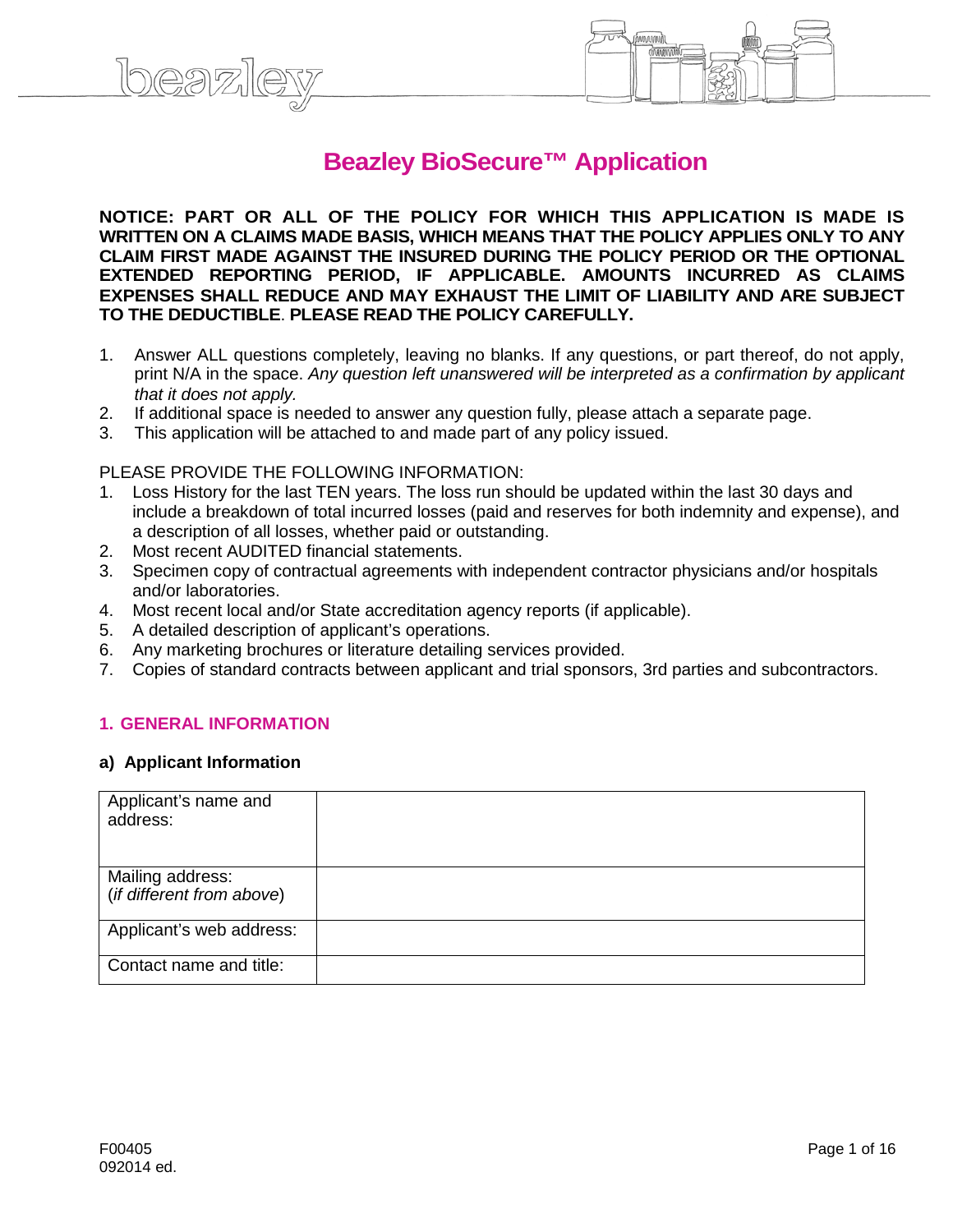# Beazley BioSecure™ Application

**NOTICE: PART OR ALL OF THE POLICY FOR WHICH THIS APPLICATION IS MADE IS WRITTEN ON A CLAIMS MADE BASIS, WHICH MEANS THAT THE POLICY APPLIES ONLY TO ANY CLAIM FIRST MADE AGAINST THE INSURED DURING THE POLICY PERIOD OR THE OPTIONAL EXTENDED REPORTING PERIOD, IF APPLICABLE. AMOUNTS INCURRED AS CLAIMS EXPENSES SHALL REDUCE AND MAY EXHAUST THE LIMIT OF LIABILITY AND ARE SUBJECT TO THE DEDUCTIBLE. PLEASE READ THE POLICY CAREFULLY.**

1. Answer ALL questions completely, leaving no blanks. If any questions, or part thereof, do not apply, print N/A in the space. *Any question left unanswered will be interpreted as a confirmation by applicant that it does not apply.*
2. If additional space is needed to answer any question fully, please attach a separate page.
3. This application will be attached to and made part of any policy issued.

PLEASE PROVIDE THE FOLLOWING INFORMATION:

1. Loss History for the last TEN years. The loss run should be updated within the last 30 days and include a breakdown of total incurred losses (paid and reserves for both indemnity and expense), and a description of all losses, whether paid or outstanding.
2. Most recent AUDITED financial statements.
3. Specimen copy of contractual agreements with independent contractor physicians and/or hospitals and/or laboratories.
4. Most recent local and/or State accreditation agency reports (if applicable).
5. A detailed description of applicant's operations.
6. Any marketing brochures or literature detailing services provided.
7. Copies of standard contracts between applicant and trial sponsors, 3rd parties and subcontractors.

## 1. GENERAL INFORMATION

### a) Applicant Information

| | |
|---|---|
| Applicant's name and address: | |
| Mailing address: (*if different from above*) | |
| Applicant's web address: | |
| Contact name and title: | |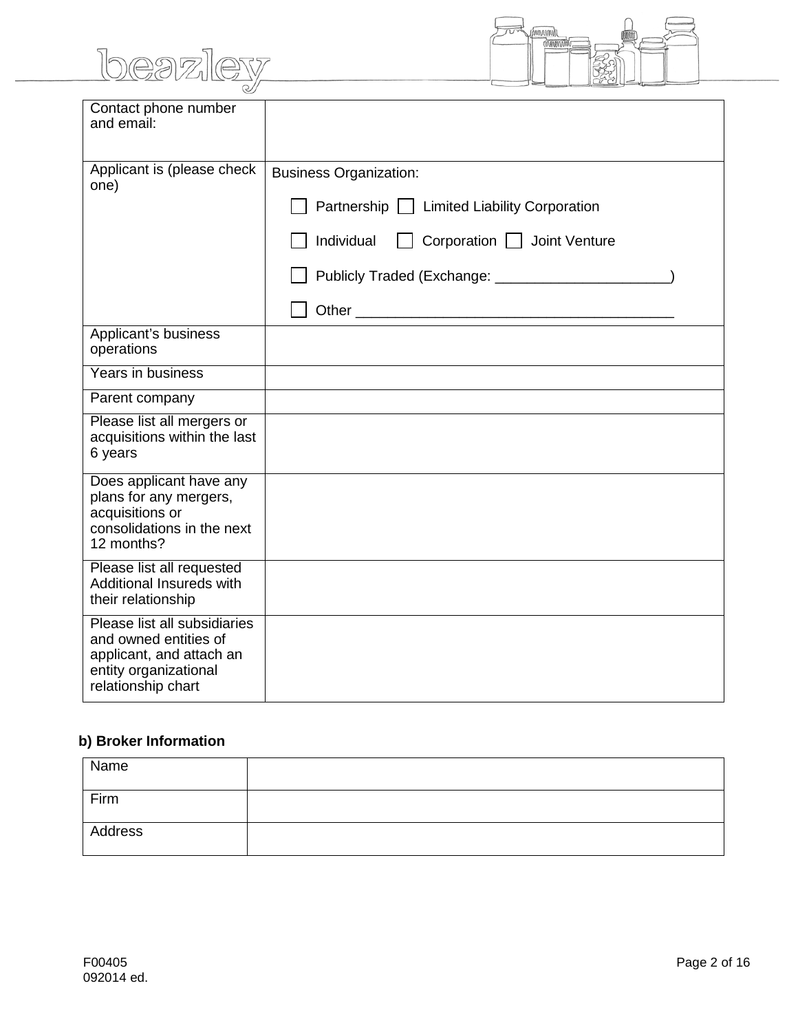| | |
|---|---|
| Contact phone number and email: | |
| Applicant is (please check one) | Business Organization:<br>☐ Partnership ☐ Limited Liability Corporation<br>☐ Individual ☐ Corporation ☐ Joint Venture<br>☐ Publicly Traded (Exchange: ______________________)<br>☐ Other ________________________________________ |
| Applicant's business operations | |
| Years in business | |
| Parent company | |
| Please list all mergers or acquisitions within the last 6 years | |
| Does applicant have any plans for any mergers, acquisitions or consolidations in the next 12 months? | |
| Please list all requested Additional Insureds with their relationship | |
| Please list all subsidiaries and owned entities of applicant, and attach an entity organizational relationship chart | |

**b) Broker Information**

| | |
|---|---|
| Name | |
| Firm | |
| Address | |

F00405
092014 ed.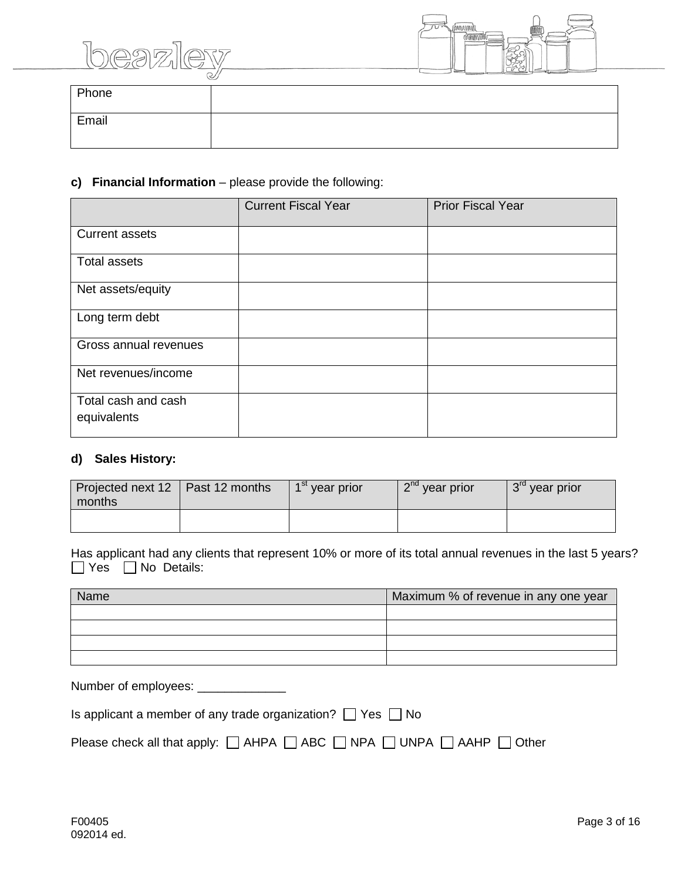| Phone | |
|---|---|
| Email | |

**c) Financial Information** – please provide the following:

| | Current Fiscal Year | Prior Fiscal Year |
|---|---|---|
| Current assets | | |
| Total assets | | |
| Net assets/equity | | |
| Long term debt | | |
| Gross annual revenues | | |
| Net revenues/income | | |
| Total cash and cash equivalents | | |

**d) Sales History:**

| Projected next 12 months | Past 12 months | 1st year prior | 2nd year prior | 3rd year prior |
|---|---|---|---|---|
| | | | | |

Has applicant had any clients that represent 10% or more of its total annual revenues in the last 5 years?
☐ Yes ☐ No Details:

| Name | Maximum % of revenue in any one year |
|---|---|
| | |
| | |
| | |
| | |

Number of employees: _____________

Is applicant a member of any trade organization? ☐ Yes ☐ No

Please check all that apply: ☐ AHPA ☐ ABC ☐ NPA ☐ UNPA ☐ AAHP ☐ Other

F00405
092014 ed.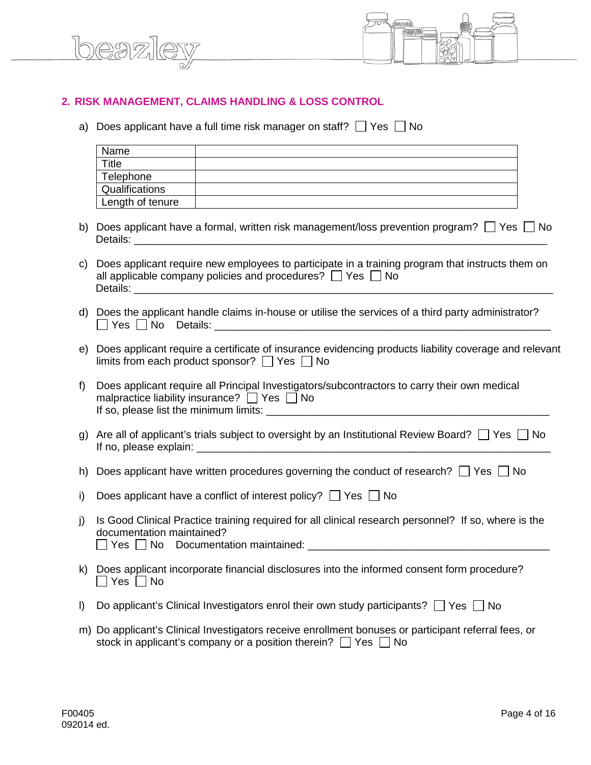## 2. RISK MANAGEMENT, CLAIMS HANDLING & LOSS CONTROL

a) Does applicant have a full time risk manager on staff? ☐ Yes ☐ No

| Name | |
|---|---|
| Title | |
| Telephone | |
| Qualifications | |
| Length of tenure | |

b) Does applicant have a formal, written risk management/loss prevention program? ☐ Yes ☐ No
Details: ___________________________________________________________________

c) Does applicant require new employees to participate in a training program that instructs them on all applicable company policies and procedures? ☐ Yes ☐ No
Details: ___________________________________________________________________

d) Does the applicant handle claims in-house or utilise the services of a third party administrator?
☐ Yes ☐ No Details: ______________________________________________________

e) Does applicant require a certificate of insurance evidencing products liability coverage and relevant limits from each product sponsor? ☐ Yes ☐ No

f) Does applicant require all Principal Investigators/subcontractors to carry their own medical malpractice liability insurance? ☐ Yes ☐ No
If so, please list the minimum limits: ____________________________________________

g) Are all of applicant's trials subject to oversight by an Institutional Review Board? ☐ Yes ☐ No
If no, please explain: ________________________________________________________

h) Does applicant have written procedures governing the conduct of research? ☐ Yes ☐ No

i) Does applicant have a conflict of interest policy? ☐ Yes ☐ No

j) Is Good Clinical Practice training required for all clinical research personnel? If so, where is the documentation maintained?
☐ Yes ☐ No Documentation maintained: ____________________________________

k) Does applicant incorporate financial disclosures into the informed consent form procedure?
☐ Yes ☐ No

l) Do applicant's Clinical Investigators enrol their own study participants? ☐ Yes ☐ No

m) Do applicant's Clinical Investigators receive enrollment bonuses or participant referral fees, or stock in applicant's company or a position therein? ☐ Yes ☐ No

F00405
092014 ed.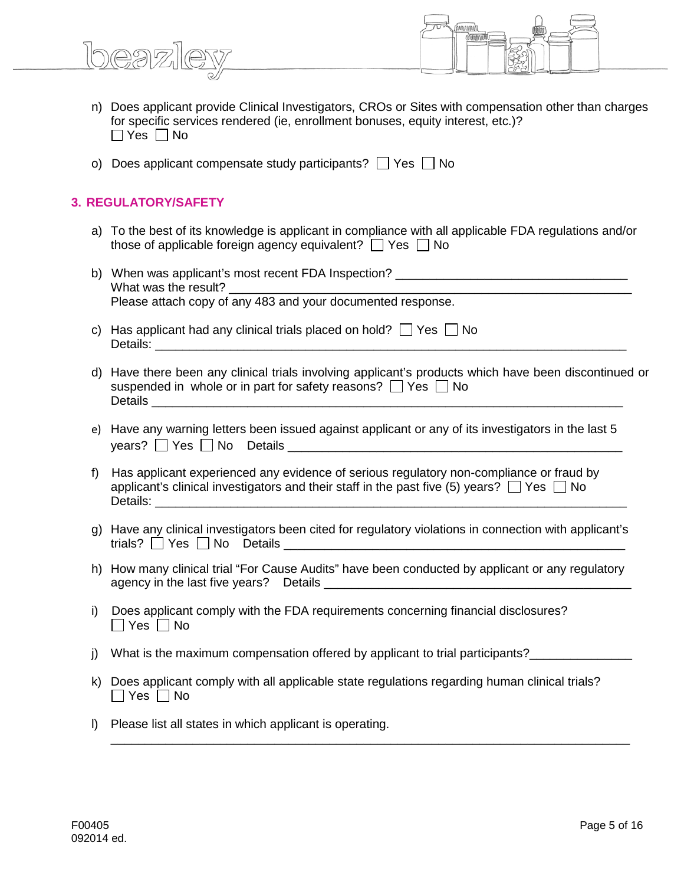n) Does applicant provide Clinical Investigators, CROs or Sites with compensation other than charges for specific services rendered (ie, enrollment bonuses, equity interest, etc.)?
☐ Yes ☐ No

o) Does applicant compensate study participants? ☐ Yes ☐ No

## 3. REGULATORY/SAFETY

a) To the best of its knowledge is applicant in compliance with all applicable FDA regulations and/or those of applicable foreign agency equivalent? ☐ Yes ☐ No

b) When was applicant's most recent FDA Inspection? ___________________________________
What was the result? ____________________________________________________________
Please attach copy of any 483 and your documented response.

c) Has applicant had any clinical trials placed on hold? ☐ Yes ☐ No
Details: _____________________________________________________________________

d) Have there been any clinical trials involving applicant's products which have been discontinued or suspended in whole or in part for safety reasons? ☐ Yes ☐ No
Details _____________________________________________________________________

e) Have any warning letters been issued against applicant or any of its investigators in the last 5 years? ☐ Yes ☐ No Details ___________________________________________________

f) Has applicant experienced any evidence of serious regulatory non-compliance or fraud by applicant's clinical investigators and their staff in the past five (5) years? ☐ Yes ☐ No
Details: _____________________________________________________________________

g) Have any clinical investigators been cited for regulatory violations in connection with applicant's trials? ☐ Yes ☐ No Details ___________________________________________________

h) How many clinical trial "For Cause Audits" have been conducted by applicant or any regulatory agency in the last five years? Details ______________________________________________

i) Does applicant comply with the FDA requirements concerning financial disclosures?
☐ Yes ☐ No

j) What is the maximum compensation offered by applicant to trial participants?_______________

k) Does applicant comply with all applicable state regulations regarding human clinical trials?
☐ Yes ☐ No

l) Please list all states in which applicant is operating.
_____________________________________________________________________________

F00405
092014 ed.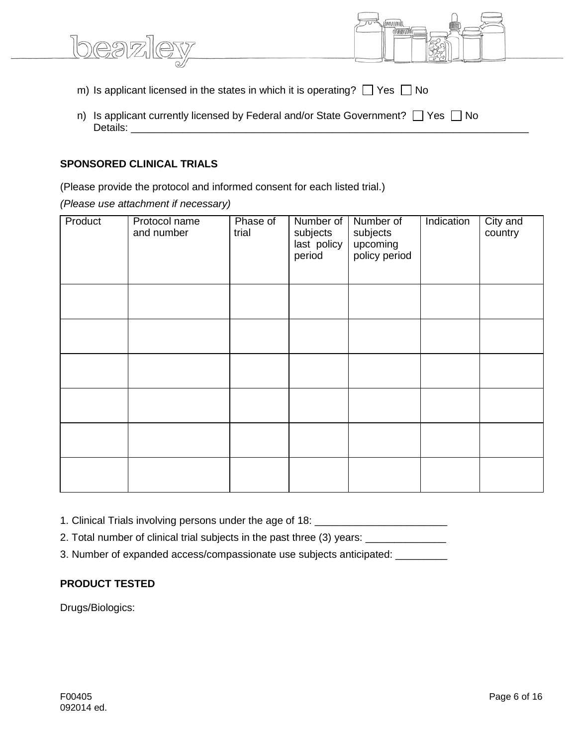m) Is applicant licensed in the states in which it is operating? ☐ Yes ☐ No

n) Is applicant currently licensed by Federal and/or State Government? ☐ Yes ☐ No
Details: ___________________________________________________________________________

**SPONSORED CLINICAL TRIALS**

(Please provide the protocol and informed consent for each listed trial.)

*(Please use attachment if necessary)*

| Product | Protocol name and number | Phase of trial | Number of subjects last policy period | Number of subjects upcoming policy period | Indication | City and country |
|---|---|---|---|---|---|---|
| | | | | | | |
| | | | | | | |
| | | | | | | |
| | | | | | | |
| | | | | | | |
| | | | | | | |

1. Clinical Trials involving persons under the age of 18: _______________________

2. Total number of clinical trial subjects in the past three (3) years: ______________

3. Number of expanded access/compassionate use subjects anticipated: _________

**PRODUCT TESTED**

Drugs/Biologics:

F00405
092014 ed.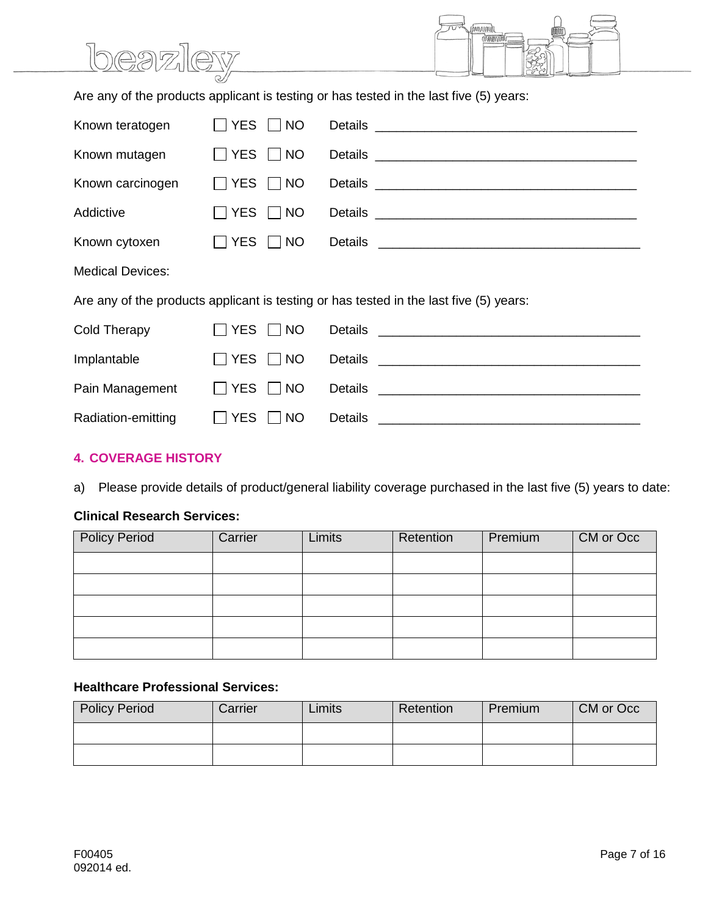Are any of the products applicant is testing or has tested in the last five (5) years:

Known teratogen ☐ YES ☐ NO Details ______________________________________

Known mutagen ☐ YES ☐ NO Details ______________________________________

Known carcinogen ☐ YES ☐ NO Details ______________________________________

Addictive ☐ YES ☐ NO Details ______________________________________

Known cytoxen ☐ YES ☐ NO Details ______________________________________

Medical Devices:

Are any of the products applicant is testing or has tested in the last five (5) years:

Cold Therapy ☐ YES ☐ NO Details ______________________________________

Implantable ☐ YES ☐ NO Details ______________________________________

Pain Management ☐ YES ☐ NO Details ______________________________________

Radiation-emitting ☐ YES ☐ NO Details ______________________________________

## 4. COVERAGE HISTORY

a) Please provide details of product/general liability coverage purchased in the last five (5) years to date:

**Clinical Research Services:**

| Policy Period | Carrier | Limits | Retention | Premium | CM or Occ |
|---|---|---|---|---|---|
| | | | | | |
| | | | | | |
| | | | | | |
| | | | | | |
| | | | | | |

**Healthcare Professional Services:**

| Policy Period | Carrier | Limits | Retention | Premium | CM or Occ |
|---|---|---|---|---|---|
| | | | | | |
| | | | | | |

F00405
092014 ed.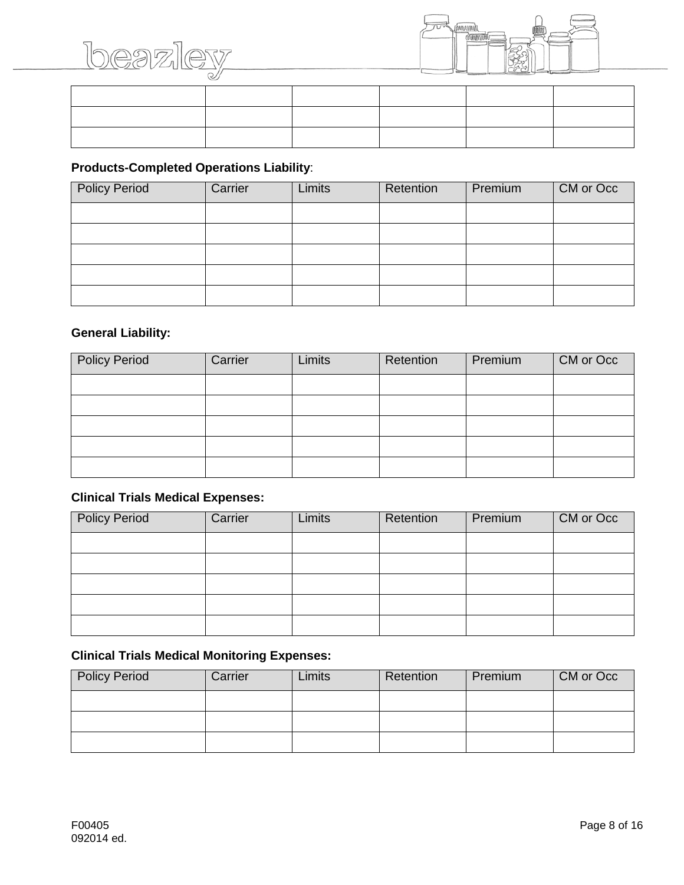| | | | | | |
|---|---|---|---|---|---|
| | | | | | |
| | | | | | |
| | | | | | |

**Products-Completed Operations Liability**:

| Policy Period | Carrier | Limits | Retention | Premium | CM or Occ |
|---|---|---|---|---|---|
| | | | | | |
| | | | | | |
| | | | | | |
| | | | | | |
| | | | | | |

**General Liability:**

| Policy Period | Carrier | Limits | Retention | Premium | CM or Occ |
|---|---|---|---|---|---|
| | | | | | |
| | | | | | |
| | | | | | |
| | | | | | |
| | | | | | |

**Clinical Trials Medical Expenses:**

| Policy Period | Carrier | Limits | Retention | Premium | CM or Occ |
|---|---|---|---|---|---|
| | | | | | |
| | | | | | |
| | | | | | |
| | | | | | |
| | | | | | |

**Clinical Trials Medical Monitoring Expenses:**

| Policy Period | Carrier | Limits | Retention | Premium | CM or Occ |
|---|---|---|---|---|---|
| | | | | | |
| | | | | | |
| | | | | | |

F00405
092014 ed.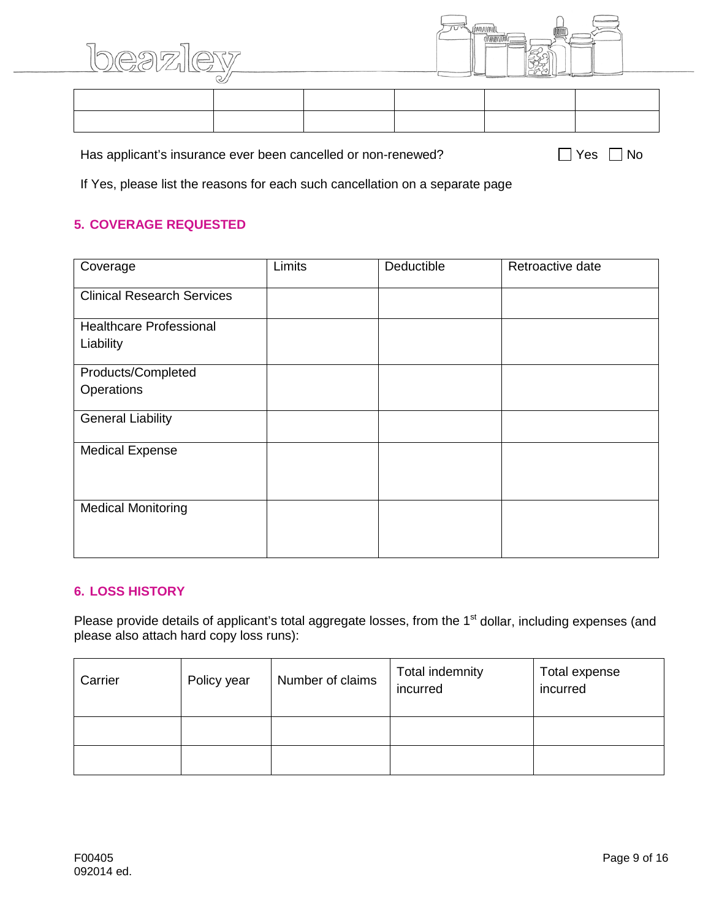| | | | | | |
|---|---|---|---|---|---|
| | | | | | |
| | | | | | |

Has applicant's insurance ever been cancelled or non-renewed? ☐ Yes ☐ No

If Yes, please list the reasons for each such cancellation on a separate page

## 5. COVERAGE REQUESTED

| Coverage | Limits | Deductible | Retroactive date |
|---|---|---|---|
| Clinical Research Services | | | |
| Healthcare Professional Liability | | | |
| Products/Completed Operations | | | |
| General Liability | | | |
| Medical Expense | | | |
| Medical Monitoring | | | |

## 6. LOSS HISTORY

Please provide details of applicant's total aggregate losses, from the 1st dollar, including expenses (and please also attach hard copy loss runs):

| Carrier | Policy year | Number of claims | Total indemnity incurred | Total expense incurred |
|---|---|---|---|---|
| | | | | |
| | | | | |

F00405
092014 ed.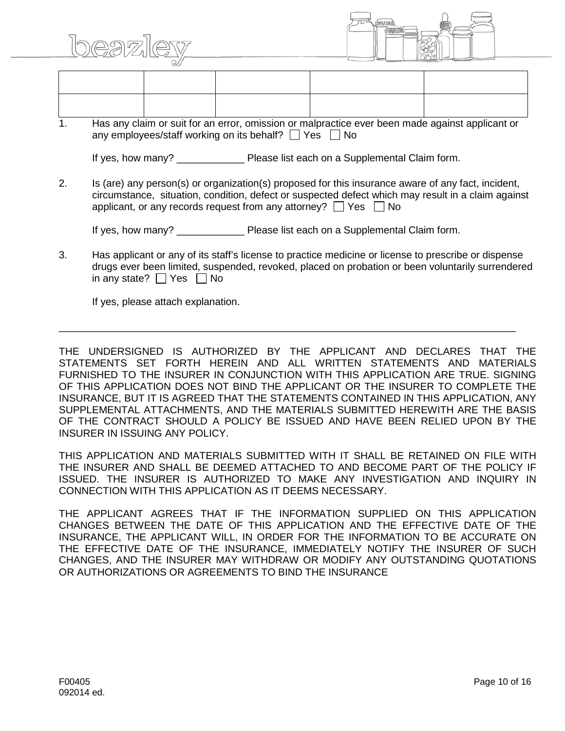| | | | | |
|---|---|---|---|---|
| | | | | |

1. Has any claim or suit for an error, omission or malpractice ever been made against applicant or any employees/staff working on its behalf? ☐ Yes ☐ No

   If yes, how many? ____________ Please list each on a Supplemental Claim form.

2. Is (are) any person(s) or organization(s) proposed for this insurance aware of any fact, incident, circumstance, situation, condition, defect or suspected defect which may result in a claim against applicant, or any records request from any attorney? ☐ Yes ☐ No

   If yes, how many? ____________ Please list each on a Supplemental Claim form.

3. Has applicant or any of its staff's license to practice medicine or license to prescribe or dispense drugs ever been limited, suspended, revoked, placed on probation or been voluntarily surrendered in any state? ☐ Yes ☐ No

   If yes, please attach explanation.

---

THE UNDERSIGNED IS AUTHORIZED BY THE APPLICANT AND DECLARES THAT THE STATEMENTS SET FORTH HEREIN AND ALL WRITTEN STATEMENTS AND MATERIALS FURNISHED TO THE INSURER IN CONJUNCTION WITH THIS APPLICATION ARE TRUE. SIGNING OF THIS APPLICATION DOES NOT BIND THE APPLICANT OR THE INSURER TO COMPLETE THE INSURANCE, BUT IT IS AGREED THAT THE STATEMENTS CONTAINED IN THIS APPLICATION, ANY SUPPLEMENTAL ATTACHMENTS, AND THE MATERIALS SUBMITTED HEREWITH ARE THE BASIS OF THE CONTRACT SHOULD A POLICY BE ISSUED AND HAVE BEEN RELIED UPON BY THE INSURER IN ISSUING ANY POLICY.

THIS APPLICATION AND MATERIALS SUBMITTED WITH IT SHALL BE RETAINED ON FILE WITH THE INSURER AND SHALL BE DEEMED ATTACHED TO AND BECOME PART OF THE POLICY IF ISSUED. THE INSURER IS AUTHORIZED TO MAKE ANY INVESTIGATION AND INQUIRY IN CONNECTION WITH THIS APPLICATION AS IT DEEMS NECESSARY.

THE APPLICANT AGREES THAT IF THE INFORMATION SUPPLIED ON THIS APPLICATION CHANGES BETWEEN THE DATE OF THIS APPLICATION AND THE EFFECTIVE DATE OF THE INSURANCE, THE APPLICANT WILL, IN ORDER FOR THE INFORMATION TO BE ACCURATE ON THE EFFECTIVE DATE OF THE INSURANCE, IMMEDIATELY NOTIFY THE INSURER OF SUCH CHANGES, AND THE INSURER MAY WITHDRAW OR MODIFY ANY OUTSTANDING QUOTATIONS OR AUTHORIZATIONS OR AGREEMENTS TO BIND THE INSURANCE

F00405
092014 ed.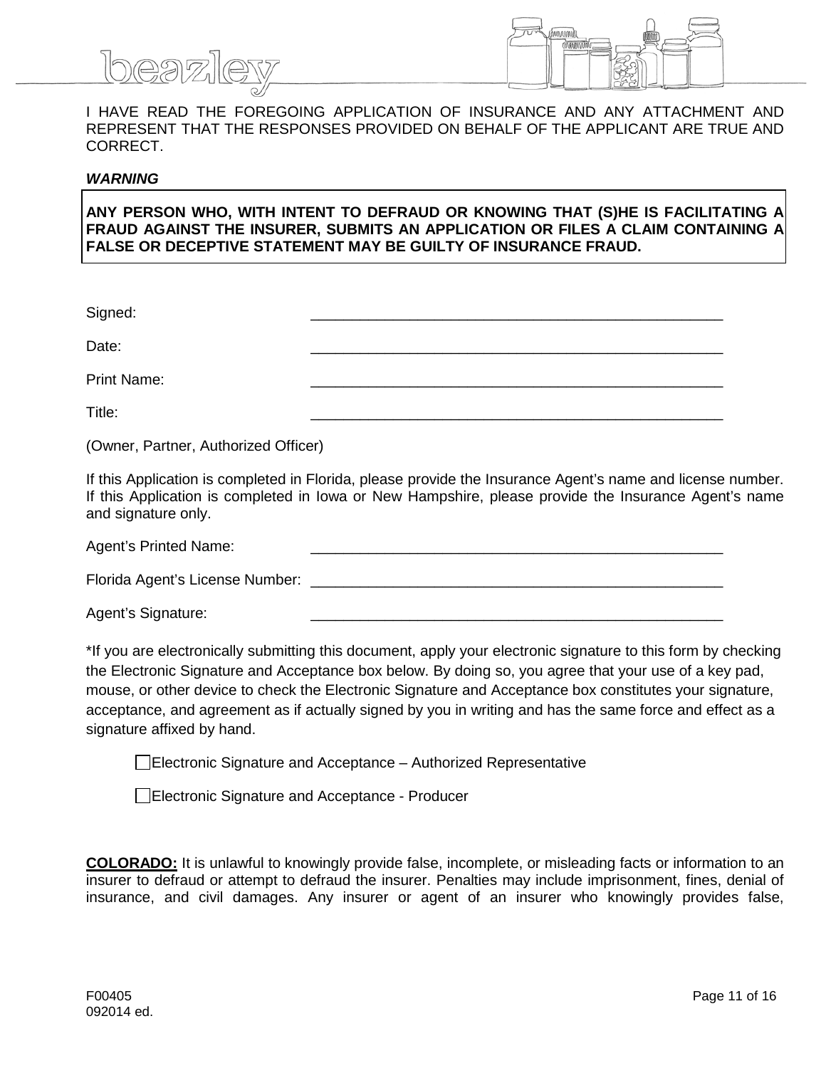I HAVE READ THE FOREGOING APPLICATION OF INSURANCE AND ANY ATTACHMENT AND REPRESENT THAT THE RESPONSES PROVIDED ON BEHALF OF THE APPLICANT ARE TRUE AND CORRECT.

***WARNING***

**ANY PERSON WHO, WITH INTENT TO DEFRAUD OR KNOWING THAT (S)HE IS FACILITATING A FRAUD AGAINST THE INSURER, SUBMITS AN APPLICATION OR FILES A CLAIM CONTAINING A FALSE OR DECEPTIVE STATEMENT MAY BE GUILTY OF INSURANCE FRAUD.**

Signed: ____________________________________________________

Date: ____________________________________________________

Print Name: ____________________________________________________

Title: ____________________________________________________

(Owner, Partner, Authorized Officer)

If this Application is completed in Florida, please provide the Insurance Agent's name and license number. If this Application is completed in Iowa or New Hampshire, please provide the Insurance Agent's name and signature only.

Agent's Printed Name: ____________________________________________________

Florida Agent's License Number: ____________________________________________________

Agent's Signature: ____________________________________________________

*If you are electronically submitting this document, apply your electronic signature to this form by checking the Electronic Signature and Acceptance box below. By doing so, you agree that your use of a key pad, mouse, or other device to check the Electronic Signature and Acceptance box constitutes your signature, acceptance, and agreement as if actually signed by you in writing and has the same force and effect as a signature affixed by hand.

☐ Electronic Signature and Acceptance – Authorized Representative

☐ Electronic Signature and Acceptance - Producer

**COLORADO:** It is unlawful to knowingly provide false, incomplete, or misleading facts or information to an insurer to defraud or attempt to defraud the insurer. Penalties may include imprisonment, fines, denial of insurance, and civil damages. Any insurer or agent of an insurer who knowingly provides false,

F00405
092014 ed.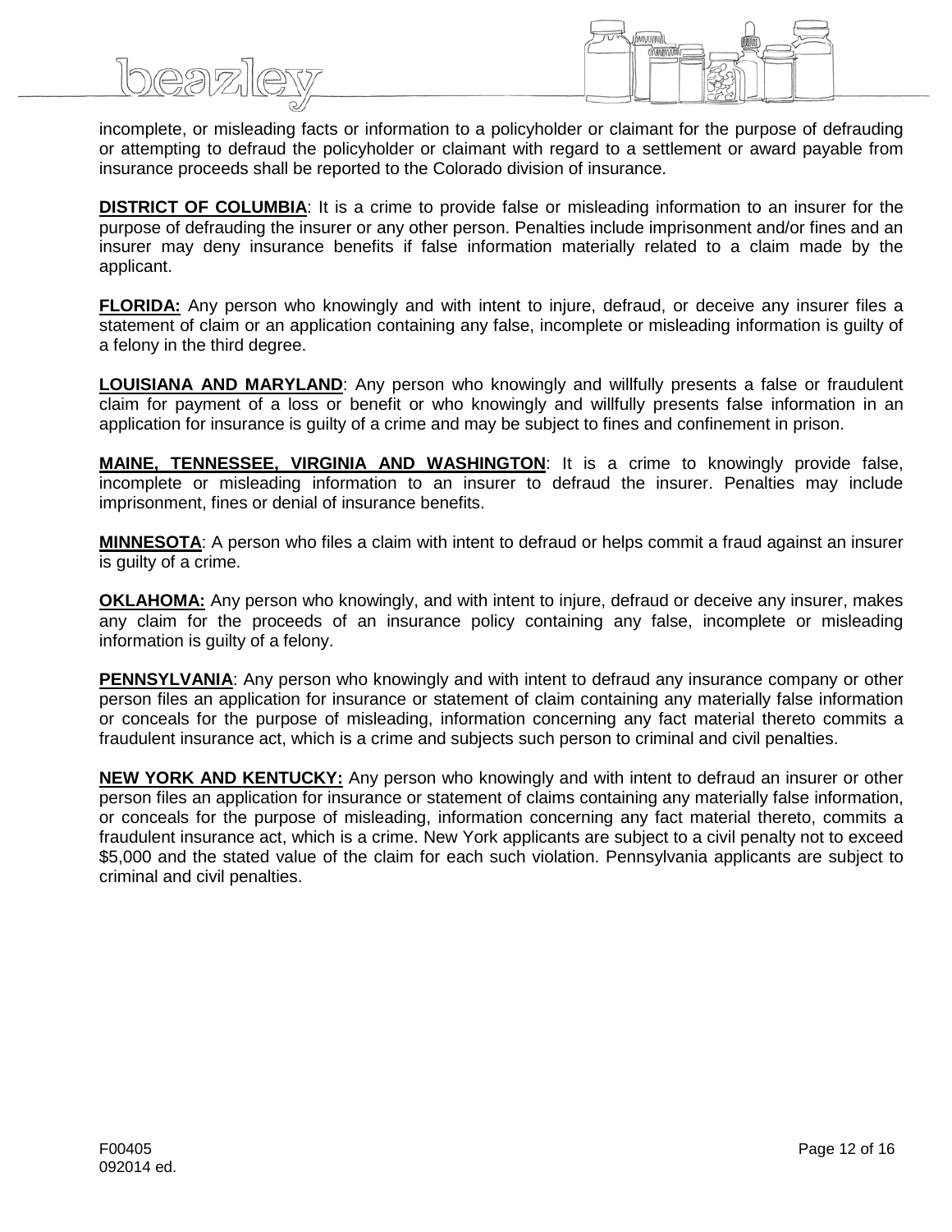incomplete, or misleading facts or information to a policyholder or claimant for the purpose of defrauding or attempting to defraud the policyholder or claimant with regard to a settlement or award payable from insurance proceeds shall be reported to the Colorado division of insurance.

**DISTRICT OF COLUMBIA**: It is a crime to provide false or misleading information to an insurer for the purpose of defrauding the insurer or any other person. Penalties include imprisonment and/or fines and an insurer may deny insurance benefits if false information materially related to a claim made by the applicant.

**FLORIDA:** Any person who knowingly and with intent to injure, defraud, or deceive any insurer files a statement of claim or an application containing any false, incomplete or misleading information is guilty of a felony in the third degree.

**LOUISIANA AND MARYLAND**: Any person who knowingly and willfully presents a false or fraudulent claim for payment of a loss or benefit or who knowingly and willfully presents false information in an application for insurance is guilty of a crime and may be subject to fines and confinement in prison.

**MAINE, TENNESSEE, VIRGINIA AND WASHINGTON**: It is a crime to knowingly provide false, incomplete or misleading information to an insurer to defraud the insurer. Penalties may include imprisonment, fines or denial of insurance benefits.

**MINNESOTA**: A person who files a claim with intent to defraud or helps commit a fraud against an insurer is guilty of a crime.

**OKLAHOMA:** Any person who knowingly, and with intent to injure, defraud or deceive any insurer, makes any claim for the proceeds of an insurance policy containing any false, incomplete or misleading information is guilty of a felony.

**PENNSYLVANIA**: Any person who knowingly and with intent to defraud any insurance company or other person files an application for insurance or statement of claim containing any materially false information or conceals for the purpose of misleading, information concerning any fact material thereto commits a fraudulent insurance act, which is a crime and subjects such person to criminal and civil penalties.

**NEW YORK AND KENTUCKY:** Any person who knowingly and with intent to defraud an insurer or other person files an application for insurance or statement of claims containing any materially false information, or conceals for the purpose of misleading, information concerning any fact material thereto, commits a fraudulent insurance act, which is a crime. New York applicants are subject to a civil penalty not to exceed $5,000 and the stated value of the claim for each such violation. Pennsylvania applicants are subject to criminal and civil penalties.

F00405
092014 ed.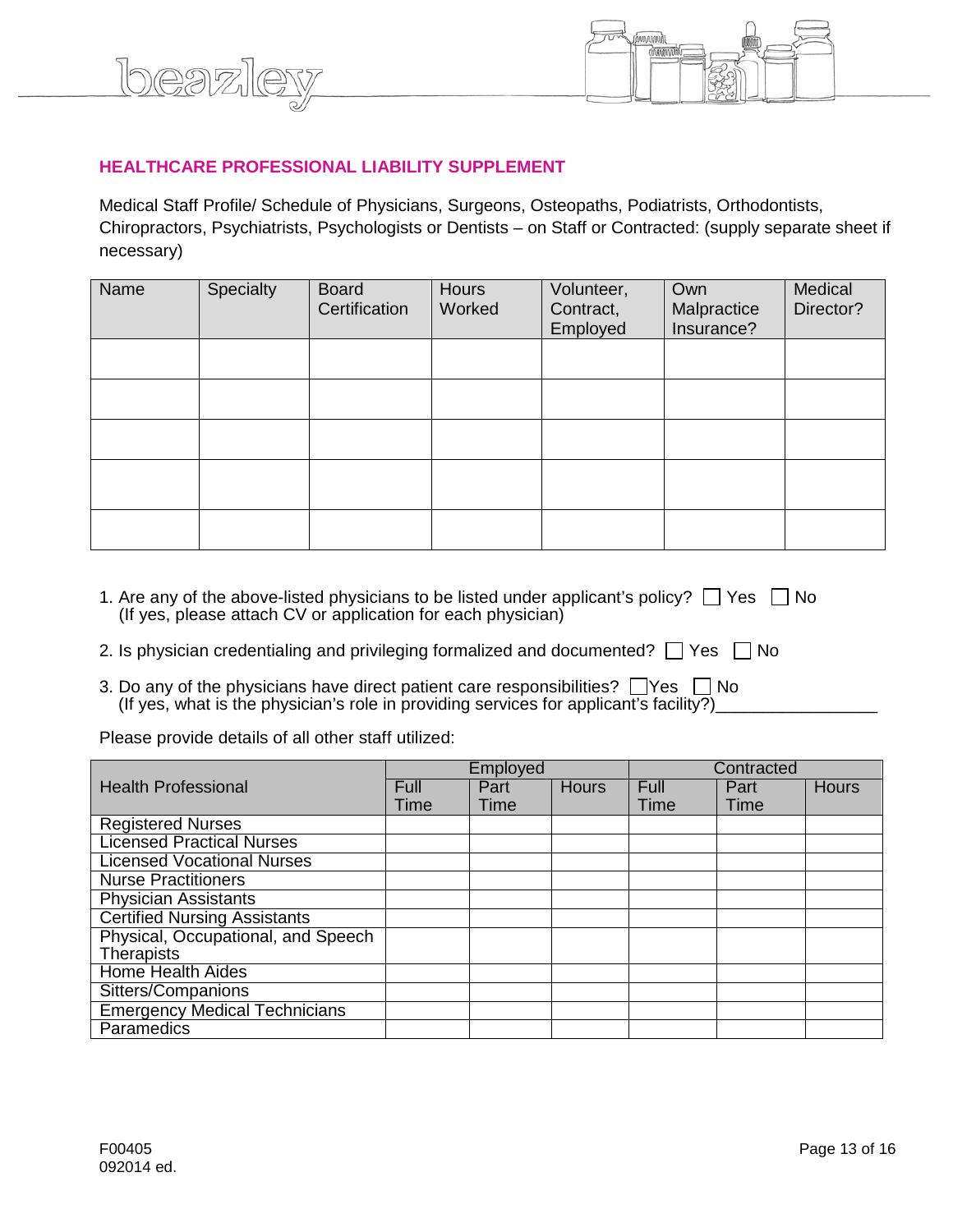## HEALTHCARE PROFESSIONAL LIABILITY SUPPLEMENT

Medical Staff Profile/ Schedule of Physicians, Surgeons, Osteopaths, Podiatrists, Orthodontists, Chiropractors, Psychiatrists, Psychologists or Dentists – on Staff or Contracted: (supply separate sheet if necessary)

| Name | Specialty | Board Certification | Hours Worked | Volunteer, Contract, Employed | Own Malpractice Insurance? | Medical Director? |
|---|---|---|---|---|---|---|
| | | | | | | |
| | | | | | | |
| | | | | | | |
| | | | | | | |
| | | | | | | |

1. Are any of the above-listed physicians to be listed under applicant's policy? ☐ Yes ☐ No
   (If yes, please attach CV or application for each physician)
2. Is physician credentialing and privileging formalized and documented? ☐ Yes ☐ No
3. Do any of the physicians have direct patient care responsibilities? ☐ Yes ☐ No
   (If yes, what is the physician's role in providing services for applicant's facility?)\_\_\_\_\_\_\_\_\_\_\_\_\_\_\_\_\_

Please provide details of all other staff utilized:

| Health Professional | Employed | | | Contracted | | |
|---|---|---|---|---|---|---|
| | Full Time | Part Time | Hours | Full Time | Part Time | Hours |
| Registered Nurses | | | | | | |
| Licensed Practical Nurses | | | | | | |
| Licensed Vocational Nurses | | | | | | |
| Nurse Practitioners | | | | | | |
| Physician Assistants | | | | | | |
| Certified Nursing Assistants | | | | | | |
| Physical, Occupational, and Speech Therapists | | | | | | |
| Home Health Aides | | | | | | |
| Sitters/Companions | | | | | | |
| Emergency Medical Technicians | | | | | | |
| Paramedics | | | | | | |

F00405
092014 ed.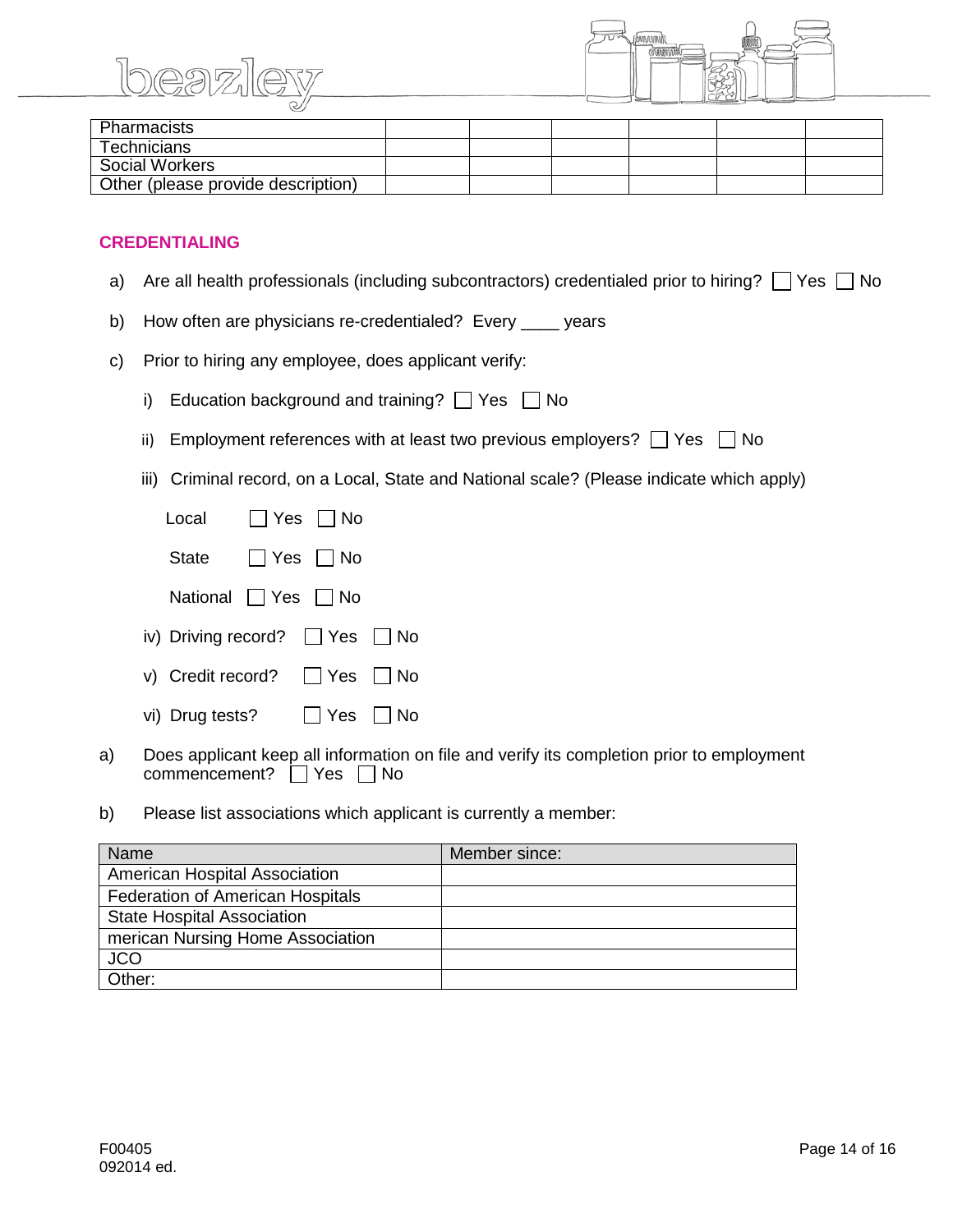| Pharmacists | | | | | | |
|---|---|---|---|---|---|---|
| Technicians | | | | | | |
| Social Workers | | | | | | |
| Other (please provide description) | | | | | | |

## CREDENTIALING

a) Are all health professionals (including subcontractors) credentialed prior to hiring? ☐ Yes ☐ No

b) How often are physicians re-credentialed? Every ____ years

c) Prior to hiring any employee, does applicant verify:

i) Education background and training? ☐ Yes ☐ No

ii) Employment references with at least two previous employers? ☐ Yes ☐ No

iii) Criminal record, on a Local, State and National scale? (Please indicate which apply)

Local ☐ Yes ☐ No

State ☐ Yes ☐ No

National ☐ Yes ☐ No

iv) Driving record? ☐ Yes ☐ No

v) Credit record? ☐ Yes ☐ No

vi) Drug tests? ☐ Yes ☐ No

a) Does applicant keep all information on file and verify its completion prior to employment commencement? ☐ Yes ☐ No

b) Please list associations which applicant is currently a member:

| Name | Member since: |
|---|---|
| American Hospital Association | |
| Federation of American Hospitals | |
| State Hospital Association | |
| merican Nursing Home Association | |
| JCO | |
| Other: | |

F00405
092014 ed.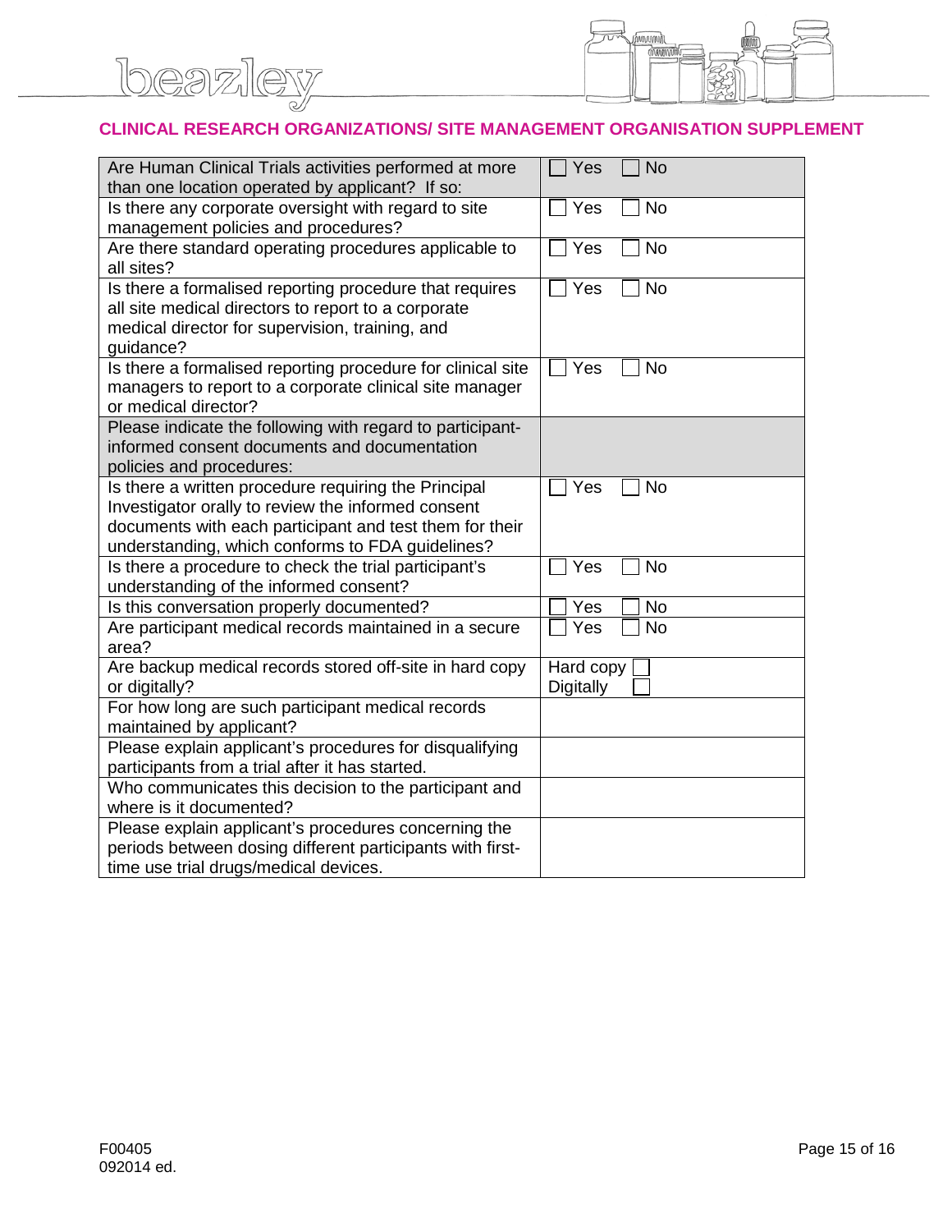## CLINICAL RESEARCH ORGANIZATIONS/ SITE MANAGEMENT ORGANISATION SUPPLEMENT

| | |
|---|---|
| Are Human Clinical Trials activities performed at more than one location operated by applicant? If so: | ☐ Yes ☐ No |
| Is there any corporate oversight with regard to site management policies and procedures? | ☐ Yes ☐ No |
| Are there standard operating procedures applicable to all sites? | ☐ Yes ☐ No |
| Is there a formalised reporting procedure that requires all site medical directors to report to a corporate medical director for supervision, training, and guidance? | ☐ Yes ☐ No |
| Is there a formalised reporting procedure for clinical site managers to report to a corporate clinical site manager or medical director? | ☐ Yes ☐ No |
| Please indicate the following with regard to participant-informed consent documents and documentation policies and procedures: | |
| Is there a written procedure requiring the Principal Investigator orally to review the informed consent documents with each participant and test them for their understanding, which conforms to FDA guidelines? | ☐ Yes ☐ No |
| Is there a procedure to check the trial participant's understanding of the informed consent? | ☐ Yes ☐ No |
| Is this conversation properly documented? | ☐ Yes ☐ No |
| Are participant medical records maintained in a secure area? | ☐ Yes ☐ No |
| Are backup medical records stored off-site in hard copy or digitally? | Hard copy ☐<br>Digitally ☐ |
| For how long are such participant medical records maintained by applicant? | |
| Please explain applicant's procedures for disqualifying participants from a trial after it has started. | |
| Who communicates this decision to the participant and where is it documented? | |
| Please explain applicant's procedures concerning the periods between dosing different participants with first-time use trial drugs/medical devices. | |

F00405
092014 ed.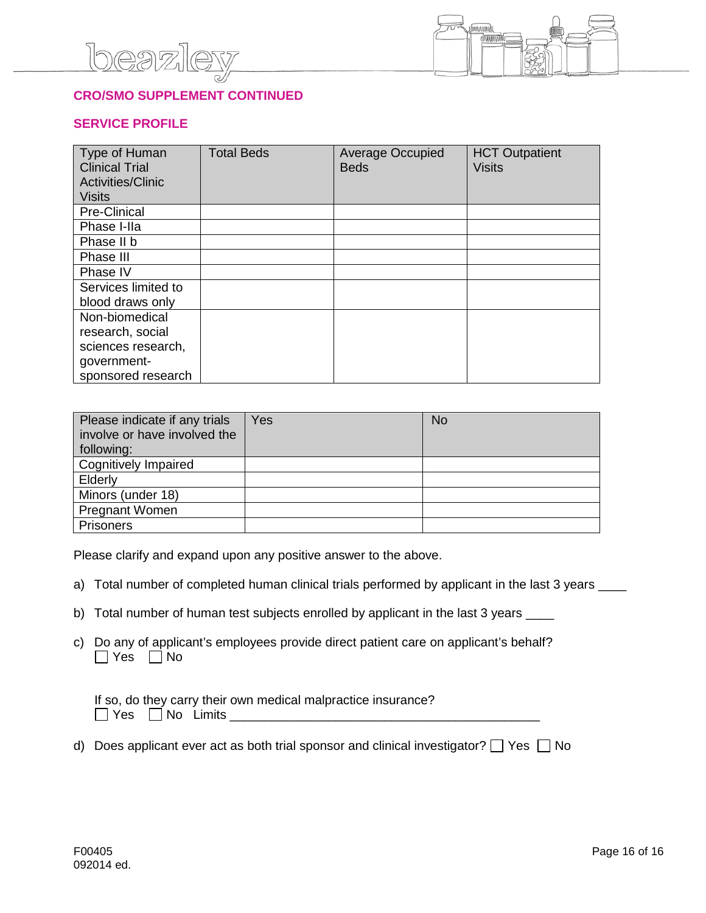## CRO/SMO SUPPLEMENT CONTINUED

### SERVICE PROFILE

| Type of Human Clinical Trial Activities/Clinic Visits | Total Beds | Average Occupied Beds | HCT Outpatient Visits |
|---|---|---|---|
| Pre-Clinical | | | |
| Phase I-IIa | | | |
| Phase II b | | | |
| Phase III | | | |
| Phase IV | | | |
| Services limited to blood draws only | | | |
| Non-biomedical research, social sciences research, government-sponsored research | | | |

| Please indicate if any trials involve or have involved the following: | Yes | No |
|---|---|---|
| Cognitively Impaired | | |
| Elderly | | |
| Minors (under 18) | | |
| Pregnant Women | | |
| Prisoners | | |

Please clarify and expand upon any positive answer to the above.

a) Total number of completed human clinical trials performed by applicant in the last 3 years ____

b) Total number of human test subjects enrolled by applicant in the last 3 years ____

c) Do any of applicant's employees provide direct patient care on applicant's behalf?
☐ Yes ☐ No

If so, do they carry their own medical malpractice insurance?
☐ Yes ☐ No Limits ____________________________________________

d) Does applicant ever act as both trial sponsor and clinical investigator? ☐ Yes ☐ No

F00405
092014 ed.